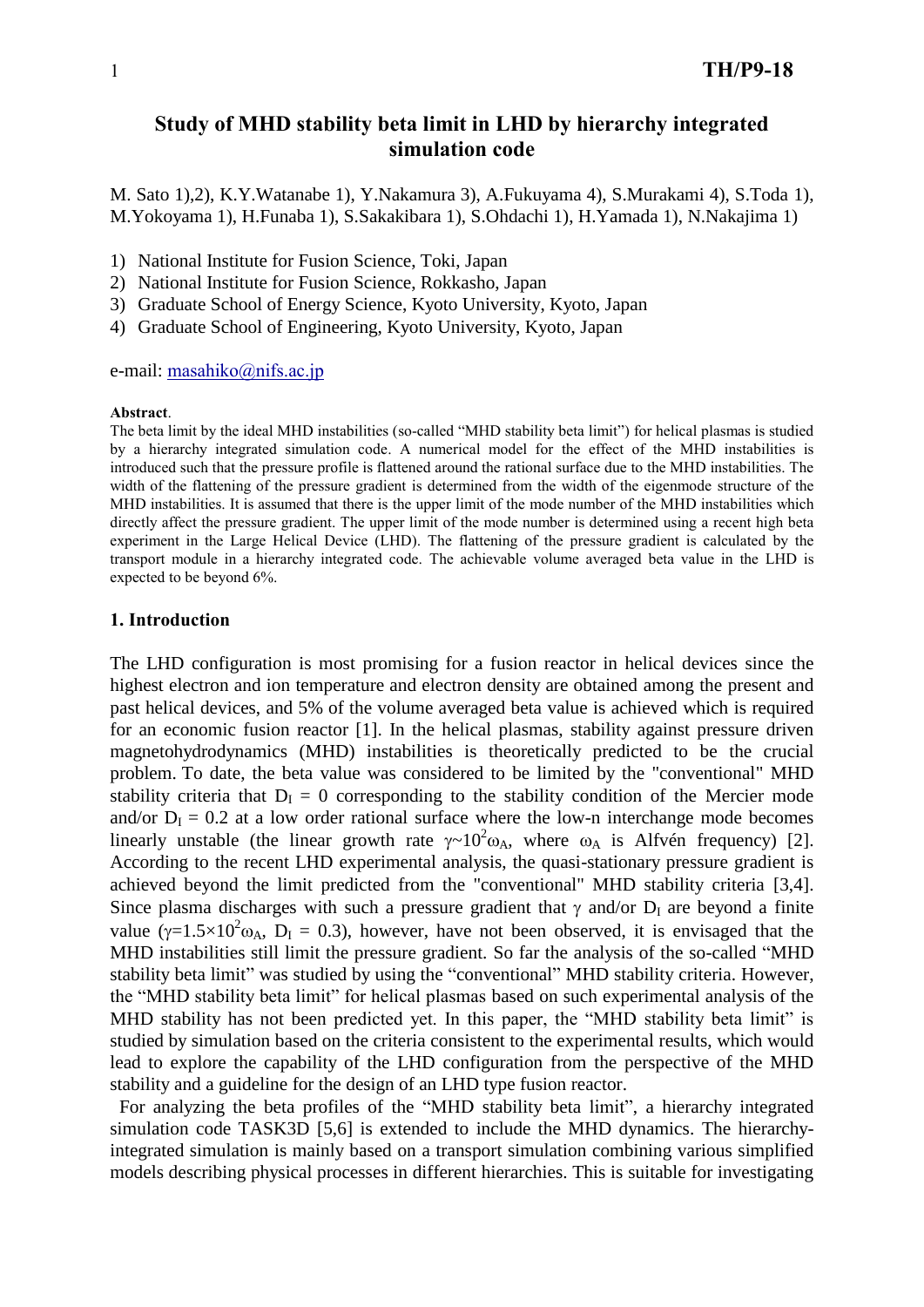# Study of MHD stability beta limit in LHD by hierarchy integrated simulation code

M. Sato 1),2), K.Y.Watanabe 1), Y.Nakamura 3), A.Fukuyama 4), S.Murakami 4), S.Toda 1), M.Yokoyama 1), H.Funaba 1), S.Sakakibara 1), S.Ohdachi 1), H.Yamada 1), N.Nakajima 1)

1) National Institute for Fusion Science, Toki, Japan
2) National Institute for Fusion Science, Rokkasho, Japan
3) Graduate School of Energy Science, Kyoto University, Kyoto, Japan
4) Graduate School of Engineering, Kyoto University, Kyoto, Japan

e-mail: masahiko@nifs.ac.jp

**Abstract**.
The beta limit by the ideal MHD instabilities (so-called "MHD stability beta limit") for helical plasmas is studied by a hierarchy integrated simulation code. A numerical model for the effect of the MHD instabilities is introduced such that the pressure profile is flattened around the rational surface due to the MHD instabilities. The width of the flattening of the pressure gradient is determined from the width of the eigenmode structure of the MHD instabilities. It is assumed that there is the upper limit of the mode number of the MHD instabilities which directly affect the pressure gradient. The upper limit of the mode number is determined using a recent high beta experiment in the Large Helical Device (LHD). The flattening of the pressure gradient is calculated by the transport module in a hierarchy integrated code. The achievable volume averaged beta value in the LHD is expected to be beyond 6%.

## 1. Introduction

The LHD configuration is most promising for a fusion reactor in helical devices since the highest electron and ion temperature and electron density are obtained among the present and past helical devices, and 5% of the volume averaged beta value is achieved which is required for an economic fusion reactor [1]. In the helical plasmas, stability against pressure driven magnetohydrodynamics (MHD) instabilities is theoretically predicted to be the crucial problem. To date, the beta value was considered to be limited by the "conventional" MHD stability criteria that $D_I = 0$ corresponding to the stability condition of the Mercier mode and/or $D_I = 0.2$ at a low order rational surface where the low-n interchange mode becomes linearly unstable (the linear growth rate $\gamma{\sim}10^2\omega_A$, where $\omega_A$ is Alfvén frequency) [2]. According to the recent LHD experimental analysis, the quasi-stationary pressure gradient is achieved beyond the limit predicted from the "conventional" MHD stability criteria [3,4]. Since plasma discharges with such a pressure gradient that $\gamma$ and/or $D_I$ are beyond a finite value ($\gamma=1.5\times10^2\omega_A$, $D_I = 0.3$), however, have not been observed, it is envisaged that the MHD instabilities still limit the pressure gradient. So far the analysis of the so-called "MHD stability beta limit" was studied by using the "conventional" MHD stability criteria. However, the "MHD stability beta limit" for helical plasmas based on such experimental analysis of the MHD stability has not been predicted yet. In this paper, the "MHD stability beta limit" is studied by simulation based on the criteria consistent to the experimental results, which would lead to explore the capability of the LHD configuration from the perspective of the MHD stability and a guideline for the design of an LHD type fusion reactor.

For analyzing the beta profiles of the "MHD stability beta limit", a hierarchy integrated simulation code TASK3D [5,6] is extended to include the MHD dynamics. The hierarchy-integrated simulation is mainly based on a transport simulation combining various simplified models describing physical processes in different hierarchies. This is suitable for investigating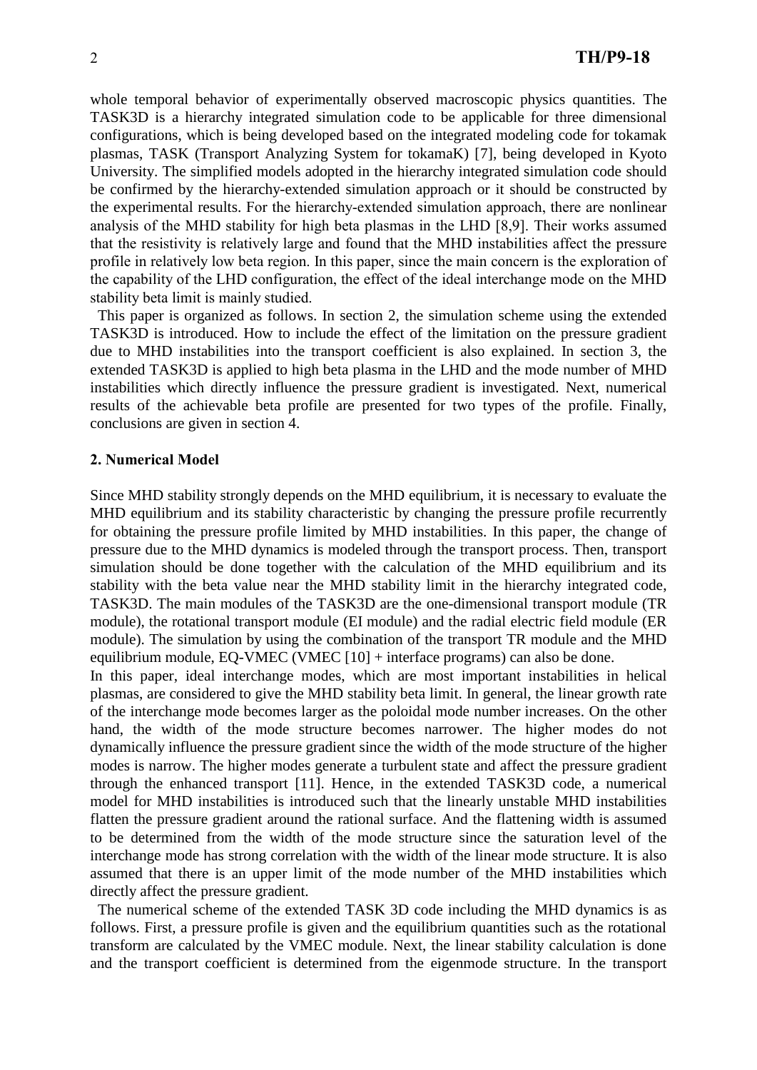whole temporal behavior of experimentally observed macroscopic physics quantities. The TASK3D is a hierarchy integrated simulation code to be applicable for three dimensional configurations, which is being developed based on the integrated modeling code for tokamak plasmas, TASK (Transport Analyzing System for tokamaK) [7], being developed in Kyoto University. The simplified models adopted in the hierarchy integrated simulation code should be confirmed by the hierarchy-extended simulation approach or it should be constructed by the experimental results. For the hierarchy-extended simulation approach, there are nonlinear analysis of the MHD stability for high beta plasmas in the LHD [8,9]. Their works assumed that the resistivity is relatively large and found that the MHD instabilities affect the pressure profile in relatively low beta region. In this paper, since the main concern is the exploration of the capability of the LHD configuration, the effect of the ideal interchange mode on the MHD stability beta limit is mainly studied.

This paper is organized as follows. In section 2, the simulation scheme using the extended TASK3D is introduced. How to include the effect of the limitation on the pressure gradient due to MHD instabilities into the transport coefficient is also explained. In section 3, the extended TASK3D is applied to high beta plasma in the LHD and the mode number of MHD instabilities which directly influence the pressure gradient is investigated. Next, numerical results of the achievable beta profile are presented for two types of the profile. Finally, conclusions are given in section 4.

## 2. Numerical Model

Since MHD stability strongly depends on the MHD equilibrium, it is necessary to evaluate the MHD equilibrium and its stability characteristic by changing the pressure profile recurrently for obtaining the pressure profile limited by MHD instabilities. In this paper, the change of pressure due to the MHD dynamics is modeled through the transport process. Then, transport simulation should be done together with the calculation of the MHD equilibrium and its stability with the beta value near the MHD stability limit in the hierarchy integrated code, TASK3D. The main modules of the TASK3D are the one-dimensional transport module (TR module), the rotational transport module (EI module) and the radial electric field module (ER module). The simulation by using the combination of the transport TR module and the MHD equilibrium module, EQ-VMEC (VMEC [10] + interface programs) can also be done.

In this paper, ideal interchange modes, which are most important instabilities in helical plasmas, are considered to give the MHD stability beta limit. In general, the linear growth rate of the interchange mode becomes larger as the poloidal mode number increases. On the other hand, the width of the mode structure becomes narrower. The higher modes do not dynamically influence the pressure gradient since the width of the mode structure of the higher modes is narrow. The higher modes generate a turbulent state and affect the pressure gradient through the enhanced transport [11]. Hence, in the extended TASK3D code, a numerical model for MHD instabilities is introduced such that the linearly unstable MHD instabilities flatten the pressure gradient around the rational surface. And the flattening width is assumed to be determined from the width of the mode structure since the saturation level of the interchange mode has strong correlation with the width of the linear mode structure. It is also assumed that there is an upper limit of the mode number of the MHD instabilities which directly affect the pressure gradient.

The numerical scheme of the extended TASK 3D code including the MHD dynamics is as follows. First, a pressure profile is given and the equilibrium quantities such as the rotational transform are calculated by the VMEC module. Next, the linear stability calculation is done and the transport coefficient is determined from the eigenmode structure. In the transport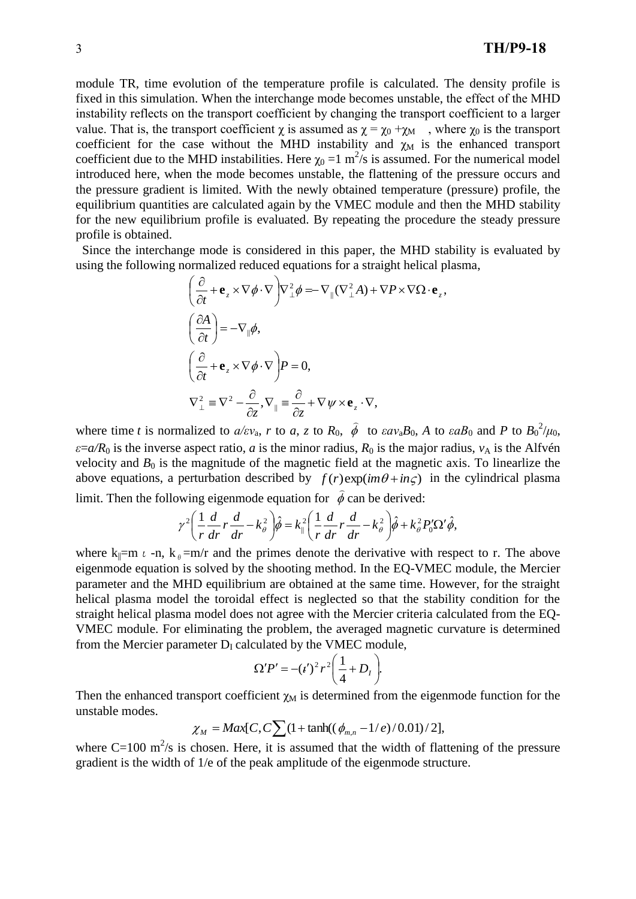module TR, time evolution of the temperature profile is calculated. The density profile is fixed in this simulation. When the interchange mode becomes unstable, the effect of the MHD instability reflects on the transport coefficient by changing the transport coefficient to a larger value. That is, the transport coefficient $\chi$ is assumed as $\chi = \chi_0 + \chi_M$ , where $\chi_0$ is the transport coefficient for the case without the MHD instability and $\chi_M$ is the enhanced transport coefficient due to the MHD instabilities. Here $\chi_0$ =1 m$^2$/s is assumed. For the numerical model introduced here, when the mode becomes unstable, the flattening of the pressure occurs and the pressure gradient is limited. With the newly obtained temperature (pressure) profile, the equilibrium quantities are calculated again by the VMEC module and then the MHD stability for the new equilibrium profile is evaluated. By repeating the procedure the steady pressure profile is obtained.

Since the interchange mode is considered in this paper, the MHD stability is evaluated by using the following normalized reduced equations for a straight helical plasma,

$$\left(\frac{\partial}{\partial t} + \mathbf{e}_z \times \nabla\phi \cdot \nabla\right)\nabla_\perp^2 \phi = -\nabla_\parallel(\nabla_\perp^2 A) + \nabla P \times \nabla\Omega \cdot \mathbf{e}_z,$$

$$\left(\frac{\partial A}{\partial t}\right) = -\nabla_\parallel \phi,$$

$$\left(\frac{\partial}{\partial t} + \mathbf{e}_z \times \nabla\phi \cdot \nabla\right)P = 0,$$

$$\nabla_\perp^2 \equiv \nabla^2 - \frac{\partial}{\partial z}, \nabla_\parallel \equiv \frac{\partial}{\partial z} + \nabla\psi \times \mathbf{e}_z \cdot \nabla,$$

where time $t$ is normalized to $a/\varepsilon v_a$, $r$ to $a$, $z$ to $R_0$, $\hat{\phi}$ to $\varepsilon a v_a B_0$, $A$ to $\varepsilon a B_0$ and $P$ to $B_0^2/\mu_0$, $\varepsilon = a/R_0$ is the inverse aspect ratio, $a$ is the minor radius, $R_0$ is the major radius, $v_A$ is the Alfvén velocity and $B_0$ is the magnitude of the magnetic field at the magnetic axis. To linearlize the above equations, a perturbation described by $f(r)\exp(im\theta + in\varsigma)$ in the cylindrical plasma limit. Then the following eigenmode equation for $\hat{\phi}$ can be derived:

$$\gamma^2\left(\frac{1}{r}\frac{d}{dr}r\frac{d}{dr} - k_\theta^2\right)\hat{\phi} = k_\parallel^2\left(\frac{1}{r}\frac{d}{dr}r\frac{d}{dr} - k_\theta^2\right)\hat{\phi} + k_\theta^2 P_0'\Omega'\hat{\phi},$$

where $k_\parallel = m\iota - n$, $k_\theta = m/r$ and the primes denote the derivative with respect to r. The above eigenmode equation is solved by the shooting method. In the EQ-VMEC module, the Mercier parameter and the MHD equilibrium are obtained at the same time. However, for the straight helical plasma model the toroidal effect is neglected so that the stability condition for the straight helical plasma model does not agree with the Mercier criteria calculated from the EQ-VMEC module. For eliminating the problem, the averaged magnetic curvature is determined from the Mercier parameter $D_I$ calculated by the VMEC module,

$$\Omega' P' = -(\iota')^2 r^2\left(\frac{1}{4} + D_I\right).$$

Then the enhanced transport coefficient $\chi_M$ is determined from the eigenmode function for the unstable modes.

$$\chi_M = Max[C, C\sum(1 + \tanh((\phi_{m,n} - 1/e)/0.01)/2],$$

where C=100 m$^2$/s is chosen. Here, it is assumed that the width of flattening of the pressure gradient is the width of 1/e of the peak amplitude of the eigenmode structure.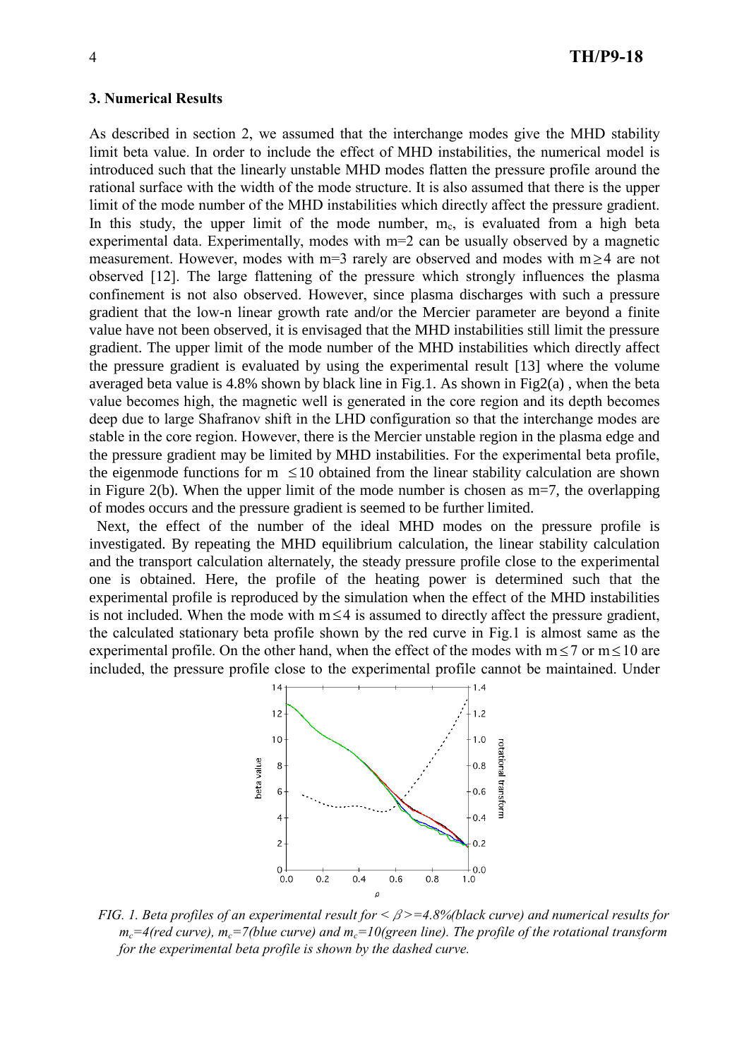### 3. Numerical Results

As described in section 2, we assumed that the interchange modes give the MHD stability limit beta value. In order to include the effect of MHD instabilities, the numerical model is introduced such that the linearly unstable MHD modes flatten the pressure profile around the rational surface with the width of the mode structure. It is also assumed that there is the upper limit of the mode number of the MHD instabilities which directly affect the pressure gradient. In this study, the upper limit of the mode number, $m_c$, is evaluated from a high beta experimental data. Experimentally, modes with m=2 can be usually observed by a magnetic measurement. However, modes with m=3 rarely are observed and modes with $m \geq 4$ are not observed [12]. The large flattening of the pressure which strongly influences the plasma confinement is not also observed. However, since plasma discharges with such a pressure gradient that the low-n linear growth rate and/or the Mercier parameter are beyond a finite value have not been observed, it is envisaged that the MHD instabilities still limit the pressure gradient. The upper limit of the mode number of the MHD instabilities which directly affect the pressure gradient is evaluated by using the experimental result [13] where the volume averaged beta value is 4.8% shown by black line in Fig.1. As shown in Fig2(a) , when the beta value becomes high, the magnetic well is generated in the core region and its depth becomes deep due to large Shafranov shift in the LHD configuration so that the interchange modes are stable in the core region. However, there is the Mercier unstable region in the plasma edge and the pressure gradient may be limited by MHD instabilities. For the experimental beta profile, the eigenmode functions for $m \leq 10$ obtained from the linear stability calculation are shown in Figure 2(b). When the upper limit of the mode number is chosen as m=7, the overlapping of modes occurs and the pressure gradient is seemed to be further limited.

Next, the effect of the number of the ideal MHD modes on the pressure profile is investigated. By repeating the MHD equilibrium calculation, the linear stability calculation and the transport calculation alternately, the steady pressure profile close to the experimental one is obtained. Here, the profile of the heating power is determined such that the experimental profile is reproduced by the simulation when the effect of the MHD instabilities is not included. When the mode with $m \leq 4$ is assumed to directly affect the pressure gradient, the calculated stationary beta profile shown by the red curve in Fig.1 is almost same as the experimental profile. On the other hand, when the effect of the modes with $m \leq 7$ or $m \leq 10$ are included, the pressure profile close to the experimental profile cannot be maintained. Under

*FIG. 1. Beta profiles of an experimental result for $<\beta>=4.8\%$(black curve) and numerical results for $m_c=4$(red curve), $m_c=7$(blue curve) and $m_c=10$(green line). The profile of the rotational transform for the experimental beta profile is shown by the dashed curve.*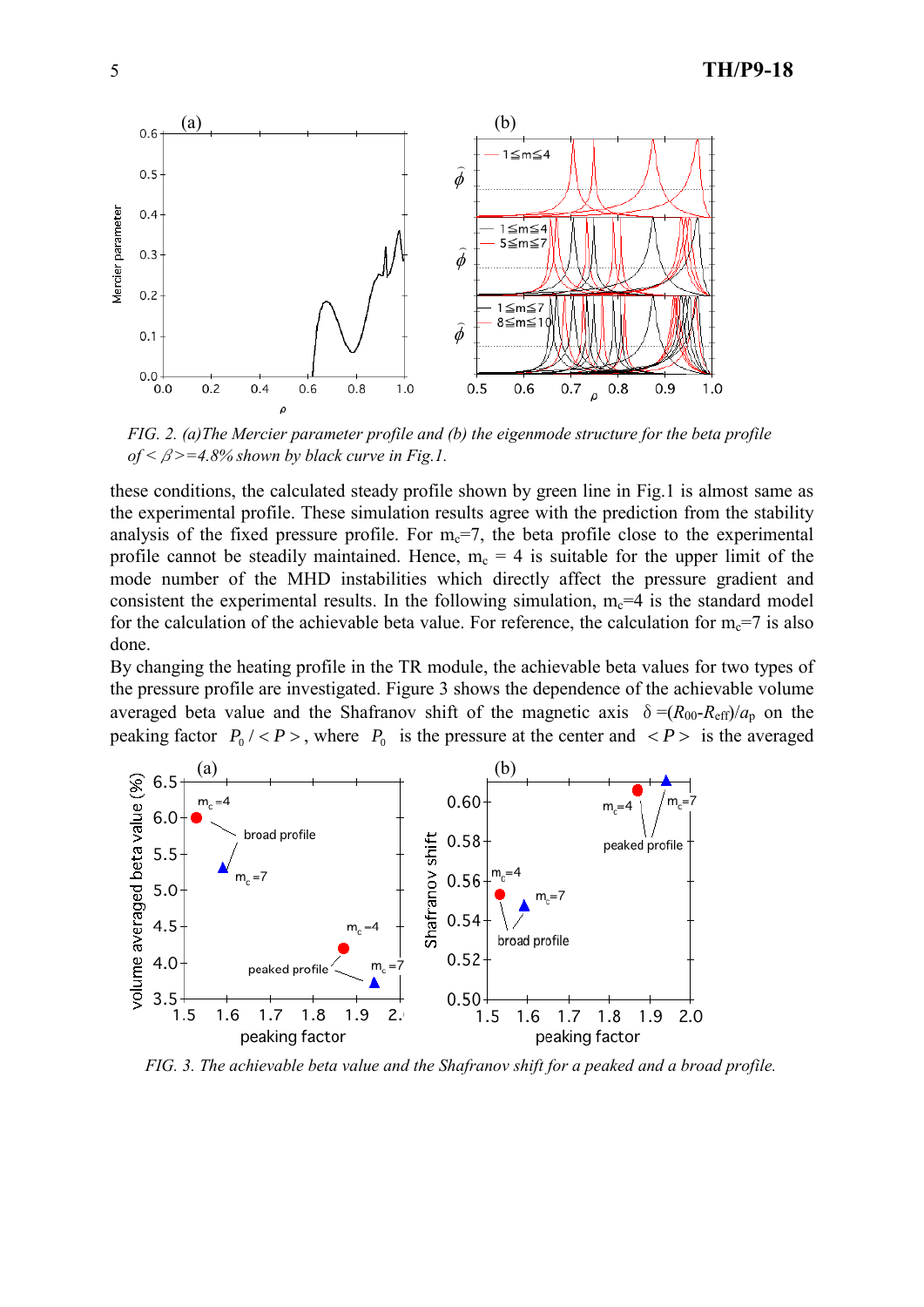FIG. 2. *(a)The Mercier parameter profile and (b) the eigenmode structure for the beta profile of $<\beta>$=4.8% shown by black curve in Fig.1.*

these conditions, the calculated steady profile shown by green line in Fig.1 is almost same as the experimental profile. These simulation results agree with the prediction from the stability analysis of the fixed pressure profile. For $m_c$=7, the beta profile close to the experimental profile cannot be steadily maintained. Hence, $m_c$ = 4 is suitable for the upper limit of the mode number of the MHD instabilities which directly affect the pressure gradient and consistent the experimental results. In the following simulation, $m_c$=4 is the standard model for the calculation of the achievable beta value. For reference, the calculation for $m_c$=7 is also done.

By changing the heating profile in the TR module, the achievable beta values for two types of the pressure profile are investigated. Figure 3 shows the dependence of the achievable volume averaged beta value and the Shafranov shift of the magnetic axis $\delta=(R_{00}-R_{\rm eff})/a_{\rm p}$ on the peaking factor $P_0/<P>$, where $P_0$ is the pressure at the center and $<P>$ is the averaged

FIG. 3. *The achievable beta value and the Shafranov shift for a peaked and a broad profile.*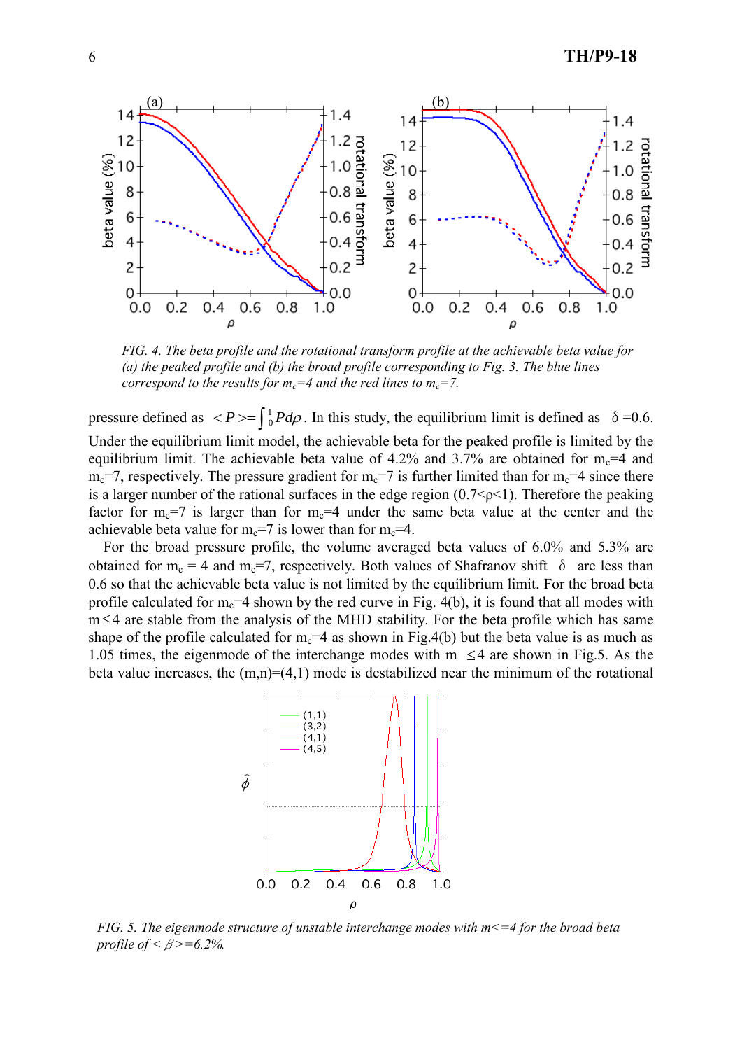*FIG. 4. The beta profile and the rotational transform profile at the achievable beta value for (a) the peaked profile and (b) the broad profile corresponding to Fig. 3. The blue lines correspond to the results for $m_c$=4 and the red lines to $m_c$=7.*

pressure defined as $<P>=\int_0^1 Pd\rho$. In this study, the equilibrium limit is defined as $\delta$ =0.6. Under the equilibrium limit model, the achievable beta for the peaked profile is limited by the equilibrium limit. The achievable beta value of 4.2% and 3.7% are obtained for $m_c$=4 and $m_c$=7, respectively. The pressure gradient for $m_c$=7 is further limited than for $m_c$=4 since there is a larger number of the rational surfaces in the edge region ($0.7<\rho<1$). Therefore the peaking factor for $m_c$=7 is larger than for $m_c$=4 under the same beta value at the center and the achievable beta value for $m_c$=7 is lower than for $m_c$=4.

For the broad pressure profile, the volume averaged beta values of 6.0% and 5.3% are obtained for $m_c$ = 4 and $m_c$=7, respectively. Both values of Shafranov shift $\delta$ are less than 0.6 so that the achievable beta value is not limited by the equilibrium limit. For the broad beta profile calculated for $m_c$=4 shown by the red curve in Fig. 4(b), it is found that all modes with $m\leq4$ are stable from the analysis of the MHD stability. For the beta profile which has same shape of the profile calculated for $m_c$=4 as shown in Fig.4(b) but the beta value is as much as 1.05 times, the eigenmode of the interchange modes with m $\leq4$ are shown in Fig.5. As the beta value increases, the (m,n)=(4,1) mode is destabilized near the minimum of the rotational

*FIG. 5. The eigenmode structure of unstable interchange modes with m<=4 for the broad beta profile of $<\beta>$=6.2%.*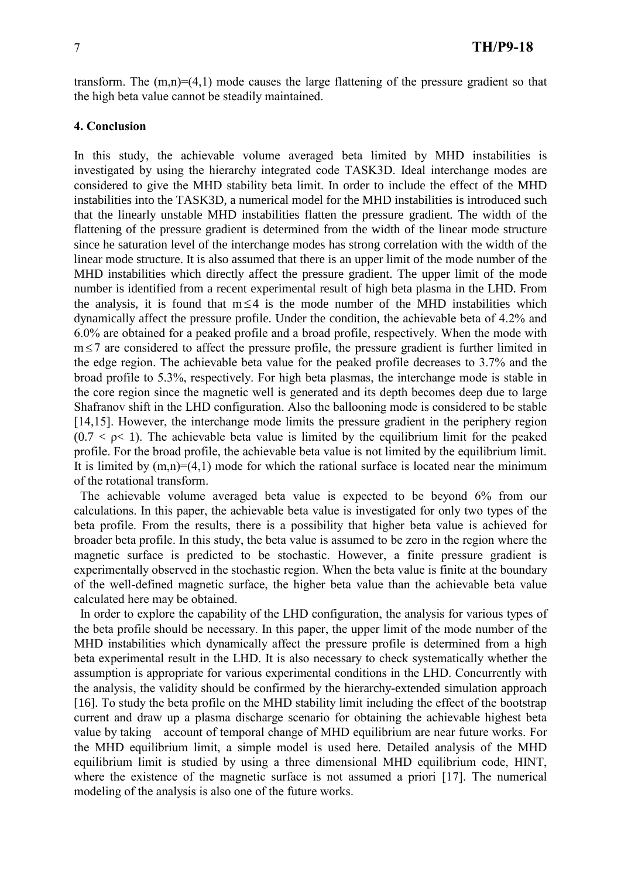transform. The $(m,n)=(4,1)$ mode causes the large flattening of the pressure gradient so that the high beta value cannot be steadily maintained.

## 4. Conclusion

In this study, the achievable volume averaged beta limited by MHD instabilities is investigated by using the hierarchy integrated code TASK3D. Ideal interchange modes are considered to give the MHD stability beta limit. In order to include the effect of the MHD instabilities into the TASK3D, a numerical model for the MHD instabilities is introduced such that the linearly unstable MHD instabilities flatten the pressure gradient. The width of the flattening of the pressure gradient is determined from the width of the linear mode structure since he saturation level of the interchange modes has strong correlation with the width of the linear mode structure. It is also assumed that there is an upper limit of the mode number of the MHD instabilities which directly affect the pressure gradient. The upper limit of the mode number is identified from a recent experimental result of high beta plasma in the LHD. From the analysis, it is found that $m \leq 4$ is the mode number of the MHD instabilities which dynamically affect the pressure profile. Under the condition, the achievable beta of 4.2% and 6.0% are obtained for a peaked profile and a broad profile, respectively. When the mode with $m \leq 7$ are considered to affect the pressure profile, the pressure gradient is further limited in the edge region. The achievable beta value for the peaked profile decreases to 3.7% and the broad profile to 5.3%, respectively. For high beta plasmas, the interchange mode is stable in the core region since the magnetic well is generated and its depth becomes deep due to large Shafranov shift in the LHD configuration. Also the ballooning mode is considered to be stable [14,15]. However, the interchange mode limits the pressure gradient in the periphery region ($0.7 < \rho < 1$). The achievable beta value is limited by the equilibrium limit for the peaked profile. For the broad profile, the achievable beta value is not limited by the equilibrium limit. It is limited by $(m,n)=(4,1)$ mode for which the rational surface is located near the minimum of the rotational transform.

The achievable volume averaged beta value is expected to be beyond 6% from our calculations. In this paper, the achievable beta value is investigated for only two types of the beta profile. From the results, there is a possibility that higher beta value is achieved for broader beta profile. In this study, the beta value is assumed to be zero in the region where the magnetic surface is predicted to be stochastic. However, a finite pressure gradient is experimentally observed in the stochastic region. When the beta value is finite at the boundary of the well-defined magnetic surface, the higher beta value than the achievable beta value calculated here may be obtained.

In order to explore the capability of the LHD configuration, the analysis for various types of the beta profile should be necessary. In this paper, the upper limit of the mode number of the MHD instabilities which dynamically affect the pressure profile is determined from a high beta experimental result in the LHD. It is also necessary to check systematically whether the assumption is appropriate for various experimental conditions in the LHD. Concurrently with the analysis, the validity should be confirmed by the hierarchy-extended simulation approach [16]. To study the beta profile on the MHD stability limit including the effect of the bootstrap current and draw up a plasma discharge scenario for obtaining the achievable highest beta value by taking account of temporal change of MHD equilibrium are near future works. For the MHD equilibrium limit, a simple model is used here. Detailed analysis of the MHD equilibrium limit is studied by using a three dimensional MHD equilibrium code, HINT, where the existence of the magnetic surface is not assumed a priori [17]. The numerical modeling of the analysis is also one of the future works.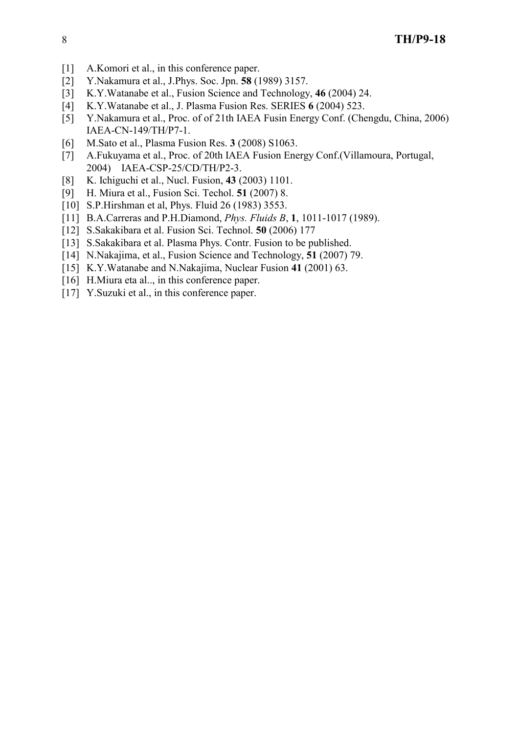[1] A.Komori et al., in this conference paper.
[2] Y.Nakamura et al., J.Phys. Soc. Jpn. **58** (1989) 3157.
[3] K.Y.Watanabe et al., Fusion Science and Technology, **46** (2004) 24.
[4] K.Y.Watanabe et al., J. Plasma Fusion Res. SERIES **6** (2004) 523.
[5] Y.Nakamura et al., Proc. of of 21th IAEA Fusin Energy Conf. (Chengdu, China, 2006) IAEA-CN-149/TH/P7-1.
[6] M.Sato et al., Plasma Fusion Res. **3** (2008) S1063.
[7] A.Fukuyama et al., Proc. of 20th IAEA Fusion Energy Conf.(Villamoura, Portugal, 2004) IAEA-CSP-25/CD/TH/P2-3.
[8] K. Ichiguchi et al., Nucl. Fusion, **43** (2003) 1101.
[9] H. Miura et al., Fusion Sci. Techol. **51** (2007) 8.
[10] S.P.Hirshman et al, Phys. Fluid 26 (1983) 3553.
[11] B.A.Carreras and P.H.Diamond, *Phys. Fluids B*, **1**, 1011-1017 (1989).
[12] S.Sakakibara et al. Fusion Sci. Technol. **50** (2006) 177
[13] S.Sakakibara et al. Plasma Phys. Contr. Fusion to be published.
[14] N.Nakajima, et al., Fusion Science and Technology, **51** (2007) 79.
[15] K.Y.Watanabe and N.Nakajima, Nuclear Fusion **41** (2001) 63.
[16] H.Miura eta al.., in this conference paper.
[17] Y.Suzuki et al., in this conference paper.